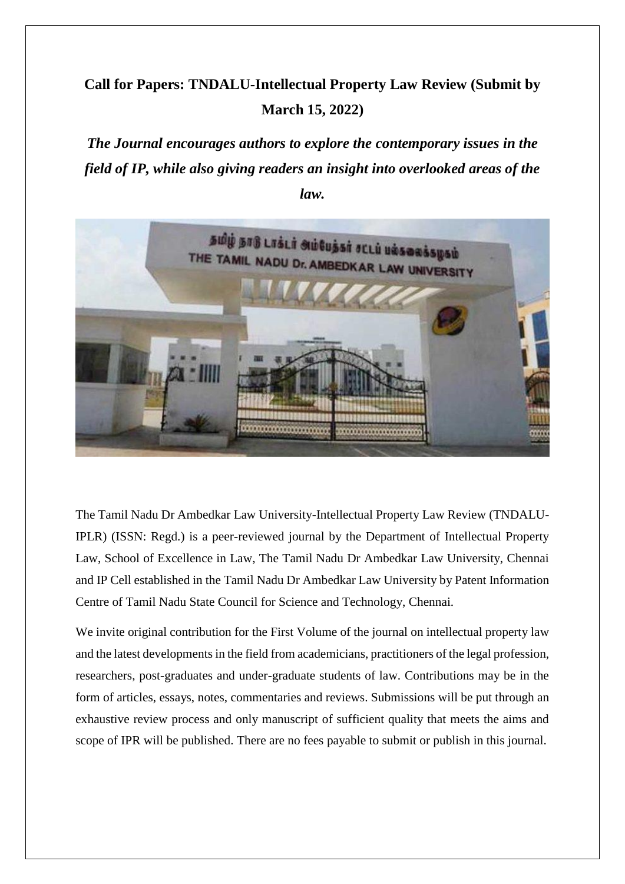# Call for Papers: TNDALU-Intellectual Property Law Review (Submit by March 15, 2022)

***The Journal encourages authors to explore the contemporary issues in the field of IP, while also giving readers an insight into overlooked areas of the law.***

The Tamil Nadu Dr Ambedkar Law University-Intellectual Property Law Review (TNDALU-IPLR) (ISSN: Regd.) is a peer-reviewed journal by the Department of Intellectual Property Law, School of Excellence in Law, The Tamil Nadu Dr Ambedkar Law University, Chennai and IP Cell established in the Tamil Nadu Dr Ambedkar Law University by Patent Information Centre of Tamil Nadu State Council for Science and Technology, Chennai.

We invite original contribution for the First Volume of the journal on intellectual property law and the latest developments in the field from academicians, practitioners of the legal profession, researchers, post-graduates and under-graduate students of law. Contributions may be in the form of articles, essays, notes, commentaries and reviews. Submissions will be put through an exhaustive review process and only manuscript of sufficient quality that meets the aims and scope of IPR will be published. There are no fees payable to submit or publish in this journal.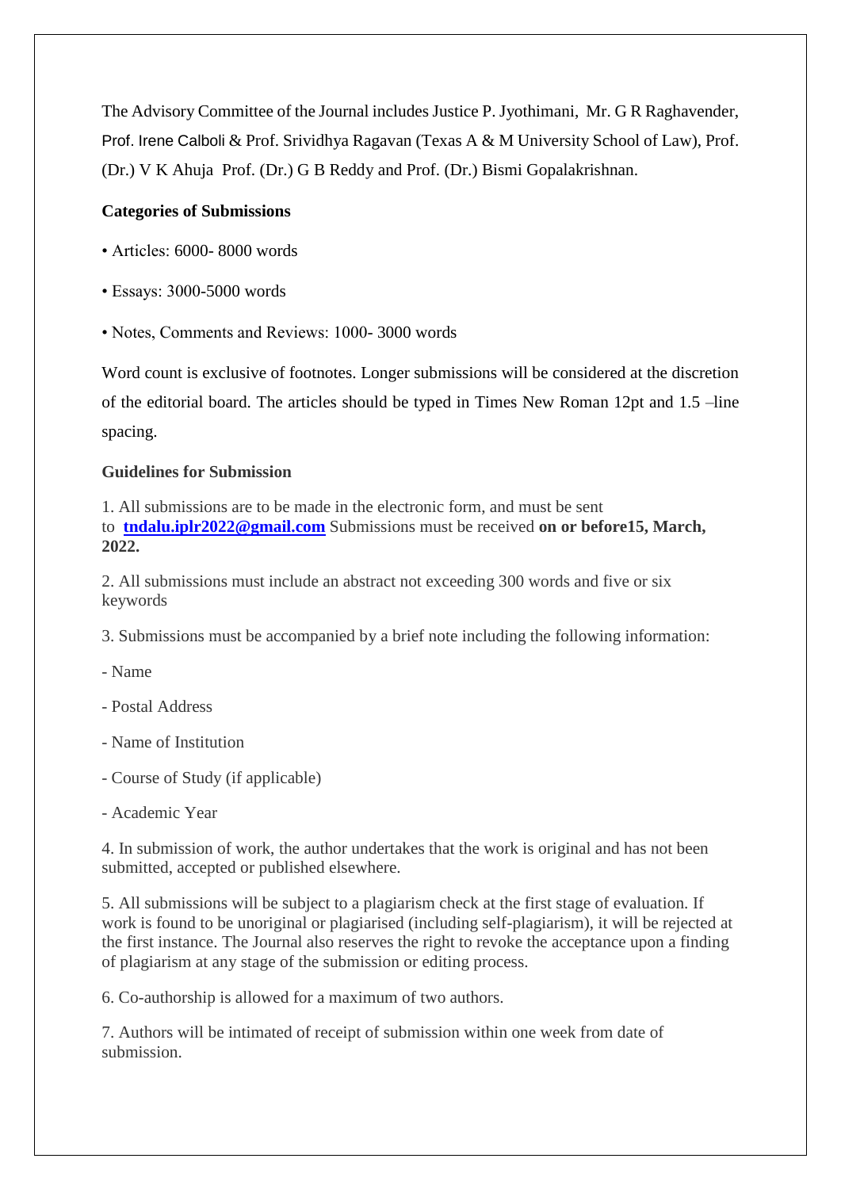The Advisory Committee of the Journal includes Justice P. Jyothimani, Mr. G R Raghavender, Prof. Irene Calboli & Prof. Srividhya Ragavan (Texas A & M University School of Law), Prof. (Dr.) V K Ahuja Prof. (Dr.) G B Reddy and Prof. (Dr.) Bismi Gopalakrishnan.

**Categories of Submissions**

- Articles: 6000- 8000 words
- Essays: 3000-5000 words
- Notes, Comments and Reviews: 1000- 3000 words

Word count is exclusive of footnotes. Longer submissions will be considered at the discretion of the editorial board. The articles should be typed in Times New Roman 12pt and 1.5 –line spacing.

**Guidelines for Submission**

1. All submissions are to be made in the electronic form, and must be sent to **tndalu.iplr2022@gmail.com** Submissions must be received **on or before15, March, 2022.**

2. All submissions must include an abstract not exceeding 300 words and five or six keywords

3. Submissions must be accompanied by a brief note including the following information:

- Name
- Postal Address
- Name of Institution
- Course of Study (if applicable)
- Academic Year

4. In submission of work, the author undertakes that the work is original and has not been submitted, accepted or published elsewhere.

5. All submissions will be subject to a plagiarism check at the first stage of evaluation. If work is found to be unoriginal or plagiarised (including self-plagiarism), it will be rejected at the first instance. The Journal also reserves the right to revoke the acceptance upon a finding of plagiarism at any stage of the submission or editing process.

6. Co-authorship is allowed for a maximum of two authors.

7. Authors will be intimated of receipt of submission within one week from date of submission.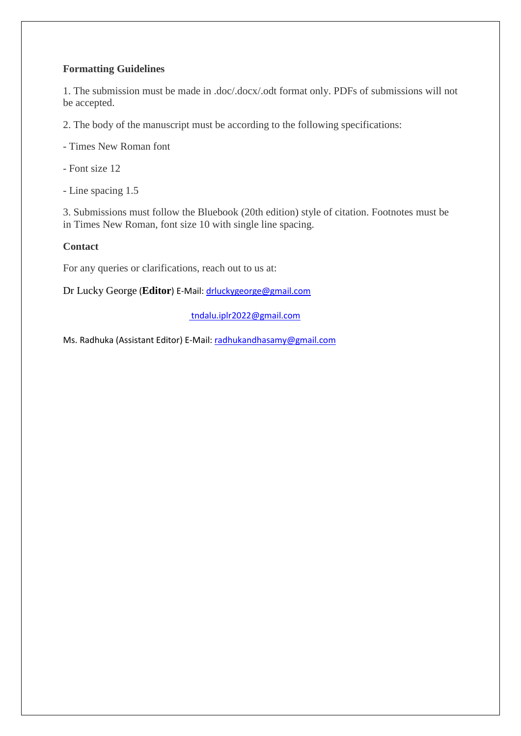**Formatting Guidelines**

1. The submission must be made in .doc/.docx/.odt format only. PDFs of submissions will not be accepted.

2. The body of the manuscript must be according to the following specifications:

- Times New Roman font

- Font size 12

- Line spacing 1.5

3. Submissions must follow the Bluebook (20th edition) style of citation. Footnotes must be in Times New Roman, font size 10 with single line spacing.

**Contact**

For any queries or clarifications, reach out to us at:

Dr Lucky George (**Editor**) E-Mail: drluckygeorge@gmail.com

tndalu.iplr2022@gmail.com

Ms. Radhuka (Assistant Editor) E-Mail: radhukandhasamy@gmail.com